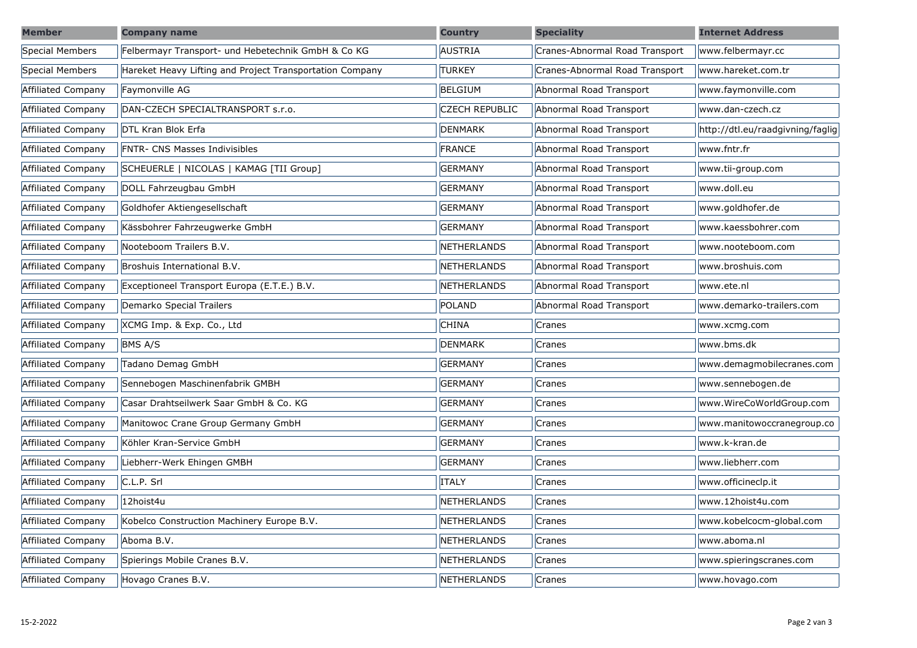| Member | Company name | Country | Speciality | Internet Address |
|---|---|---|---|---|
| Special Members | Felbermayr Transport- und Hebetechnik GmbH & Co KG | AUSTRIA | Cranes-Abnormal Road Transport | www.felbermayr.cc |
| Special Members | Hareket Heavy Lifting and Project Transportation Company | TURKEY | Cranes-Abnormal Road Transport | www.hareket.com.tr |
| Affiliated Company | Faymonville AG | BELGIUM | Abnormal Road Transport | www.faymonville.com |
| Affiliated Company | DAN-CZECH SPECIALTRANSPORT s.r.o. | CZECH REPUBLIC | Abnormal Road Transport | www.dan-czech.cz |
| Affiliated Company | DTL Kran Blok Erfa | DENMARK | Abnormal Road Transport | http://dtl.eu/raadgivning/faglig |
| Affiliated Company | FNTR- CNS Masses Indivisibles | FRANCE | Abnormal Road Transport | www.fntr.fr |
| Affiliated Company | SCHEUERLE \| NICOLAS \| KAMAG [TII Group] | GERMANY | Abnormal Road Transport | www.tii-group.com |
| Affiliated Company | DOLL Fahrzeugbau GmbH | GERMANY | Abnormal Road Transport | www.doll.eu |
| Affiliated Company | Goldhofer Aktiengesellschaft | GERMANY | Abnormal Road Transport | www.goldhofer.de |
| Affiliated Company | Kässbohrer Fahrzeugwerke GmbH | GERMANY | Abnormal Road Transport | www.kaessbohrer.com |
| Affiliated Company | Nooteboom Trailers B.V. | NETHERLANDS | Abnormal Road Transport | www.nooteboom.com |
| Affiliated Company | Broshuis International B.V. | NETHERLANDS | Abnormal Road Transport | www.broshuis.com |
| Affiliated Company | Exceptioneel Transport Europa (E.T.E.) B.V. | NETHERLANDS | Abnormal Road Transport | www.ete.nl |
| Affiliated Company | Demarko Special Trailers | POLAND | Abnormal Road Transport | www.demarko-trailers.com |
| Affiliated Company | XCMG Imp. & Exp. Co., Ltd | CHINA | Cranes | www.xcmg.com |
| Affiliated Company | BMS A/S | DENMARK | Cranes | www.bms.dk |
| Affiliated Company | Tadano Demag GmbH | GERMANY | Cranes | www.demagmobilecranes.com |
| Affiliated Company | Sennebogen Maschinenfabrik GMBH | GERMANY | Cranes | www.sennebogen.de |
| Affiliated Company | Casar Drahtseilwerk Saar GmbH & Co. KG | GERMANY | Cranes | www.WireCoWorldGroup.com |
| Affiliated Company | Manitowoc Crane Group Germany GmbH | GERMANY | Cranes | www.manitowoccranegroup.co |
| Affiliated Company | Köhler Kran-Service GmbH | GERMANY | Cranes | www.k-kran.de |
| Affiliated Company | Liebherr-Werk Ehingen GMBH | GERMANY | Cranes | www.liebherr.com |
| Affiliated Company | C.L.P. Srl | ITALY | Cranes | www.officineclp.it |
| Affiliated Company | 12hoist4u | NETHERLANDS | Cranes | www.12hoist4u.com |
| Affiliated Company | Kobelco Construction Machinery Europe B.V. | NETHERLANDS | Cranes | www.kobelcocm-global.com |
| Affiliated Company | Aboma B.V. | NETHERLANDS | Cranes | www.aboma.nl |
| Affiliated Company | Spierings Mobile Cranes B.V. | NETHERLANDS | Cranes | www.spieringscranes.com |
| Affiliated Company | Hovago Cranes B.V. | NETHERLANDS | Cranes | www.hovago.com |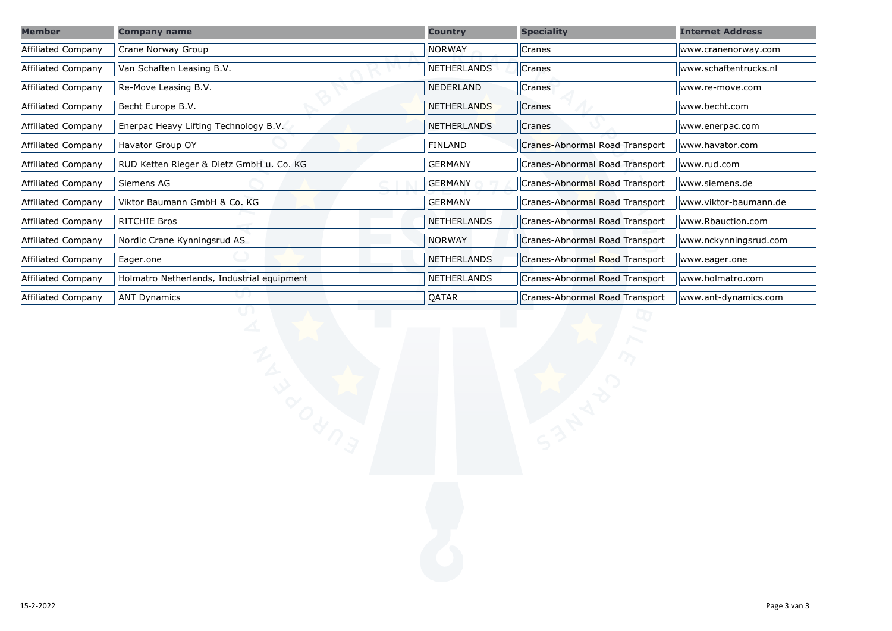| Member | Company name | Country | Speciality | Internet Address |
| --- | --- | --- | --- | --- |
| Affiliated Company | Crane Norway Group | NORWAY | Cranes | www.cranenorway.com |
| Affiliated Company | Van Schaften Leasing B.V. | NETHERLANDS | Cranes | www.schaftentrucks.nl |
| Affiliated Company | Re-Move Leasing B.V. | NEDERLAND | Cranes | www.re-move.com |
| Affiliated Company | Becht Europe B.V. | NETHERLANDS | Cranes | www.becht.com |
| Affiliated Company | Enerpac Heavy Lifting Technology B.V. | NETHERLANDS | Cranes | www.enerpac.com |
| Affiliated Company | Havator Group OY | FINLAND | Cranes-Abnormal Road Transport | www.havator.com |
| Affiliated Company | RUD Ketten Rieger & Dietz GmbH u. Co. KG | GERMANY | Cranes-Abnormal Road Transport | www.rud.com |
| Affiliated Company | Siemens AG | GERMANY | Cranes-Abnormal Road Transport | www.siemens.de |
| Affiliated Company | Viktor Baumann GmbH & Co. KG | GERMANY | Cranes-Abnormal Road Transport | www.viktor-baumann.de |
| Affiliated Company | RITCHIE Bros | NETHERLANDS | Cranes-Abnormal Road Transport | www.Rbauction.com |
| Affiliated Company | Nordic Crane Kynningsrud AS | NORWAY | Cranes-Abnormal Road Transport | www.nckynningsrud.com |
| Affiliated Company | Eager.one | NETHERLANDS | Cranes-Abnormal Road Transport | www.eager.one |
| Affiliated Company | Holmatro Netherlands, Industrial equipment | NETHERLANDS | Cranes-Abnormal Road Transport | www.holmatro.com |
| Affiliated Company | ANT Dynamics | QATAR | Cranes-Abnormal Road Transport | www.ant-dynamics.com |